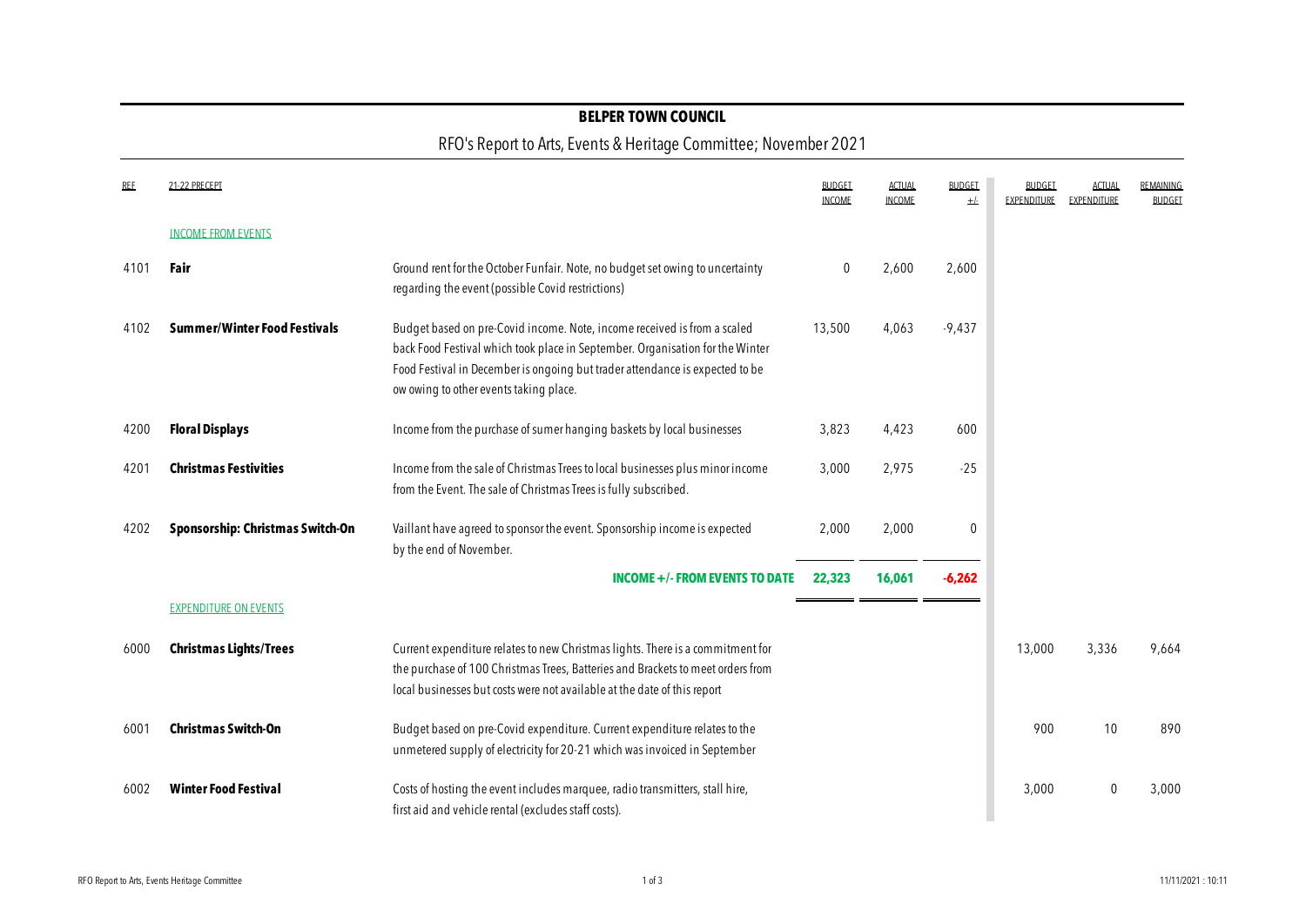# BELPER TOWN COUNCIL

## RFO's Report to Arts, Events & Heritage Committee; November 2021

| REF | 21-22 PRECEPT | | BUDGET INCOME | ACTUAL INCOME | BUDGET +/- | BUDGET EXPENDITURE | ACTUAL EXPENDITURE | REMAINING BUDGET |
|---|---|---|---|---|---|---|---|---|
| | INCOME FROM EVENTS | | | | | | | |
| 4101 | **Fair** | Ground rent for the October Funfair. Note, no budget set owing to uncertainty regarding the event (possible Covid restrictions) | 0 | 2,600 | 2,600 | | | |
| 4102 | **Summer/Winter Food Festivals** | Budget based on pre-Covid income. Note, income received is from a scaled back Food Festival which took place in September. Organisation for the Winter Food Festival in December is ongoing but trader attendance is expected to be ow owing to other events taking place. | 13,500 | 4,063 | -9,437 | | | |
| 4200 | **Floral Displays** | Income from the purchase of sumer hanging baskets by local businesses | 3,823 | 4,423 | 600 | | | |
| 4201 | **Christmas Festivities** | Income from the sale of Christmas Trees to local businesses plus minor income from the Event. The sale of Christmas Trees is fully subscribed. | 3,000 | 2,975 | -25 | | | |
| 4202 | **Sponsorship: Christmas Switch-On** | Vaillant have agreed to sponsor the event. Sponsorship income is expected by the end of November. | 2,000 | 2,000 | 0 | | | |
| | | **INCOME +/- FROM EVENTS TO DATE** | **22,323** | **16,061** | **-6,262** | | | |
| | EXPENDITURE ON EVENTS | | | | | | | |
| 6000 | **Christmas Lights/Trees** | Current expenditure relates to new Christmas lights. There is a commitment for the purchase of 100 Christmas Trees, Batteries and Brackets to meet orders from local businesses but costs were not available at the date of this report | | | | 13,000 | 3,336 | 9,664 |
| 6001 | **Christmas Switch-On** | Budget based on pre-Covid expenditure. Current expenditure relates to the unmetered supply of electricity for 20-21 which was invoiced in September | | | | 900 | 10 | 890 |
| 6002 | **Winter Food Festival** | Costs of hosting the event includes marquee, radio transmitters, stall hire, first aid and vehicle rental (excludes staff costs). | | | | 3,000 | 0 | 3,000 |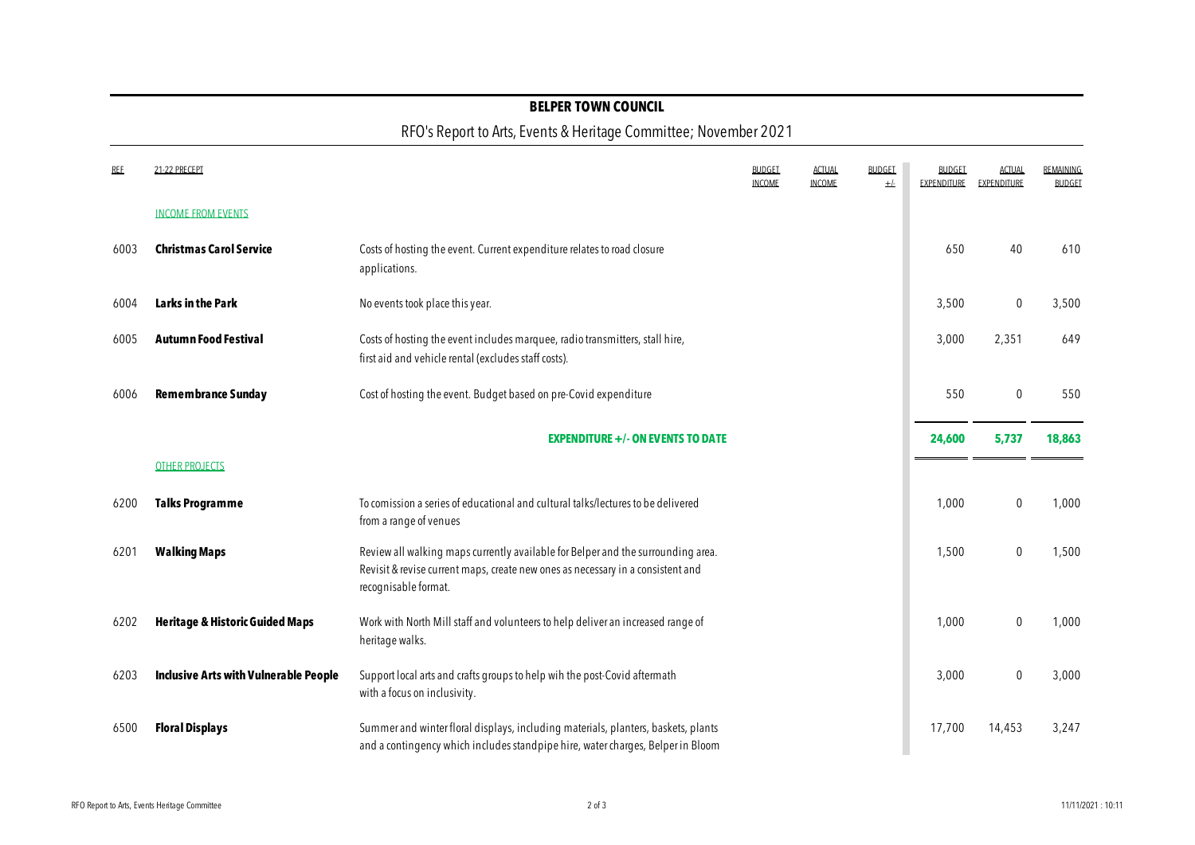# BELPER TOWN COUNCIL

## RFO's Report to Arts, Events & Heritage Committee; November 2021

| REF | 21-22 PRECEPT | | BUDGET INCOME | ACTUAL INCOME | BUDGET +/- | BUDGET EXPENDITURE | ACTUAL EXPENDITURE | REMAINING BUDGET |
|---|---|---|---|---|---|---|---|---|
| | INCOME FROM EVENTS | | | | | | | |
| 6003 | **Christmas Carol Service** | Costs of hosting the event. Current expenditure relates to road closure applications. | | | | 650 | 40 | 610 |
| 6004 | **Larks in the Park** | No events took place this year. | | | | 3,500 | 0 | 3,500 |
| 6005 | **Autumn Food Festival** | Costs of hosting the event includes marquee, radio transmitters, stall hire, first aid and vehicle rental (excludes staff costs). | | | | 3,000 | 2,351 | 649 |
| 6006 | **Remembrance Sunday** | Cost of hosting the event. Budget based on pre-Covid expenditure | | | | 550 | 0 | 550 |
| | | **EXPENDITURE +/- ON EVENTS TO DATE** | | | | **24,600** | **5,737** | **18,863** |
| | OTHER PROJECTS | | | | | | | |
| 6200 | **Talks Programme** | To comission a series of educational and cultural talks/lectures to be delivered from a range of venues | | | | 1,000 | 0 | 1,000 |
| 6201 | **Walking Maps** | Review all walking maps currently available for Belper and the surrounding area. Revisit & revise current maps, create new ones as necessary in a consistent and recognisable format. | | | | 1,500 | 0 | 1,500 |
| 6202 | **Heritage & Historic Guided Maps** | Work with North Mill staff and volunteers to help deliver an increased range of heritage walks. | | | | 1,000 | 0 | 1,000 |
| 6203 | **Inclusive Arts with Vulnerable People** | Support local arts and crafts groups to help wih the post-Covid aftermath with a focus on inclusivity. | | | | 3,000 | 0 | 3,000 |
| 6500 | **Floral Displays** | Summer and winter floral displays, including materials, planters, baskets, plants and a contingency which includes standpipe hire, water charges, Belper in Bloom | | | | 17,700 | 14,453 | 3,247 |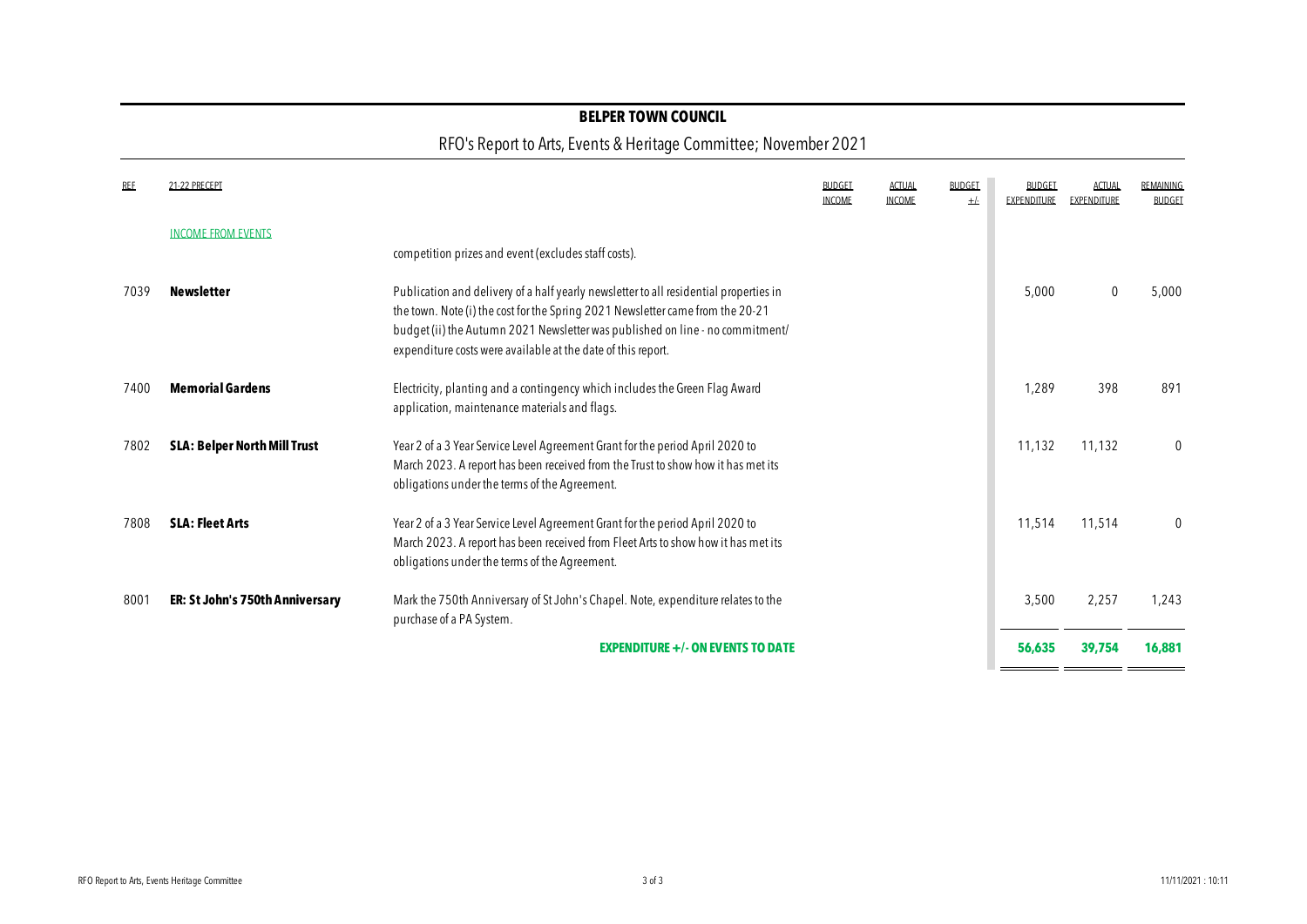# BELPER TOWN COUNCIL

## RFO's Report to Arts, Events & Heritage Committee; November 2021

| REF | 21-22 PRECEPT | | BUDGET INCOME | ACTUAL INCOME | BUDGET +/- | BUDGET EXPENDITURE | ACTUAL EXPENDITURE | REMAINING BUDGET |
|---|---|---|---|---|---|---|---|---|
| | INCOME FROM EVENTS | competition prizes and event (excludes staff costs). | | | | | | |
| 7039 | **Newsletter** | Publication and delivery of a half yearly newsletter to all residential properties in the town. Note (i) the cost for the Spring 2021 Newsletter came from the 20-21 budget (ii) the Autumn 2021 Newsletter was published on line - no commitment/ expenditure costs were available at the date of this report. | | | | 5,000 | 0 | 5,000 |
| 7400 | **Memorial Gardens** | Electricity, planting and a contingency which includes the Green Flag Award application, maintenance materials and flags. | | | | 1,289 | 398 | 891 |
| 7802 | **SLA: Belper North Mill Trust** | Year 2 of a 3 Year Service Level Agreement Grant for the period April 2020 to March 2023. A report has been received from the Trust to show how it has met its obligations under the terms of the Agreement. | | | | 11,132 | 11,132 | 0 |
| 7808 | **SLA: Fleet Arts** | Year 2 of a 3 Year Service Level Agreement Grant for the period April 2020 to March 2023. A report has been received from Fleet Arts to show how it has met its obligations under the terms of the Agreement. | | | | 11,514 | 11,514 | 0 |
| 8001 | **ER: St John's 750th Anniversary** | Mark the 750th Anniversary of St John's Chapel. Note, expenditure relates to the purchase of a PA System. | | | | 3,500 | 2,257 | 1,243 |
| | | **EXPENDITURE +/- ON EVENTS TO DATE** | | | | **56,635** | **39,754** | **16,881** |

RFO Report to Arts, Events Heritage Committee

11/11/2021 : 10:11